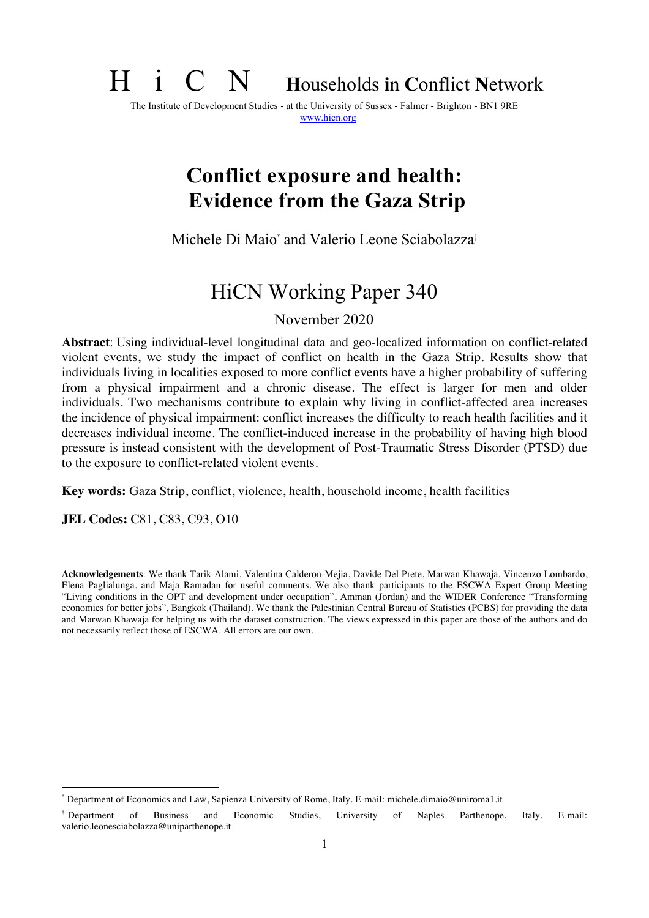# H i C N **H**ouseholds **i**n **C**onflict **N**etwork

The Institute of Development Studies - at the University of Sussex - Falmer - Brighton - BN1 9RE
www.hicn.org

# Conflict exposure and health: Evidence from the Gaza Strip

Michele Di Maio[*] and Valerio Leone Sciabolazza[†]

## HiCN Working Paper 340

November 2020

**Abstract**: Using individual-level longitudinal data and geo-localized information on conflict-related violent events, we study the impact of conflict on health in the Gaza Strip. Results show that individuals living in localities exposed to more conflict events have a higher probability of suffering from a physical impairment and a chronic disease. The effect is larger for men and older individuals. Two mechanisms contribute to explain why living in conflict-affected area increases the incidence of physical impairment: conflict increases the difficulty to reach health facilities and it decreases individual income. The conflict-induced increase in the probability of having high blood pressure is instead consistent with the development of Post-Traumatic Stress Disorder (PTSD) due to the exposure to conflict-related violent events.

**Key words:** Gaza Strip, conflict, violence, health, household income, health facilities

**JEL Codes:** C81, C83, C93, O10

**Acknowledgements**: We thank Tarik Alami, Valentina Calderon-Mejia, Davide Del Prete, Marwan Khawaja, Vincenzo Lombardo, Elena Paglialunga, and Maja Ramadan for useful comments. We also thank participants to the ESCWA Expert Group Meeting "Living conditions in the OPT and development under occupation", Amman (Jordan) and the WIDER Conference "Transforming economies for better jobs", Bangkok (Thailand). We thank the Palestinian Central Bureau of Statistics (PCBS) for providing the data and Marwan Khawaja for helping us with the dataset construction. The views expressed in this paper are those of the authors and do not necessarily reflect those of ESCWA. All errors are our own.

---

[*] Department of Economics and Law, Sapienza University of Rome, Italy. E-mail: michele.dimaio@uniroma1.it

[†] Department of Business and Economic Studies, University of Naples Parthenope, Italy. E-mail: valerio.leonesciabolazza@uniparthenope.it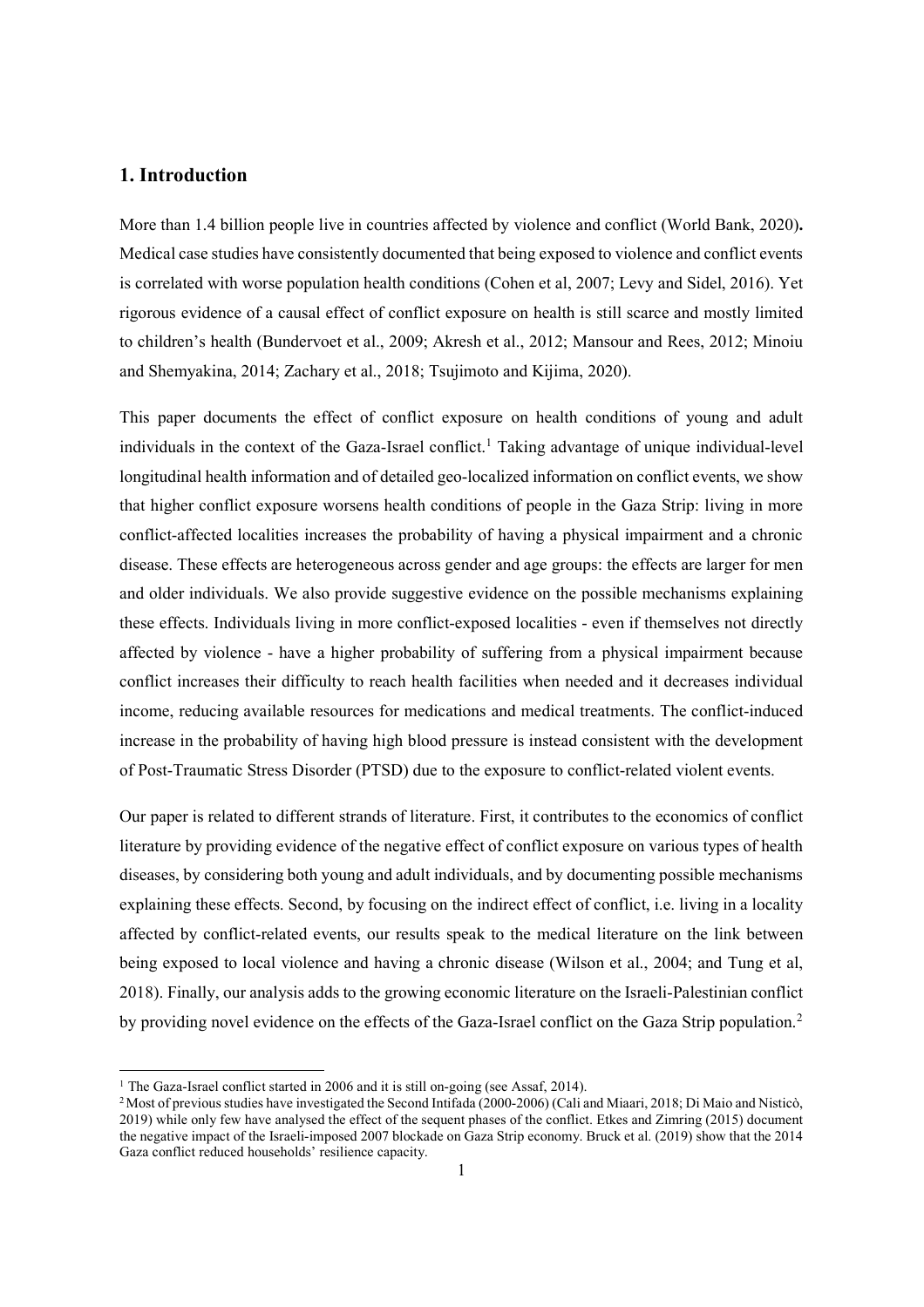## 1. Introduction

More than 1.4 billion people live in countries affected by violence and conflict (World Bank, 2020). Medical case studies have consistently documented that being exposed to violence and conflict events is correlated with worse population health conditions (Cohen et al, 2007; Levy and Sidel, 2016). Yet rigorous evidence of a causal effect of conflict exposure on health is still scarce and mostly limited to children's health (Bundervoet et al., 2009; Akresh et al., 2012; Mansour and Rees, 2012; Minoiu and Shemyakina, 2014; Zachary et al., 2018; Tsujimoto and Kijima, 2020).

This paper documents the effect of conflict exposure on health conditions of young and adult individuals in the context of the Gaza-Israel conflict.[1] Taking advantage of unique individual-level longitudinal health information and of detailed geo-localized information on conflict events, we show that higher conflict exposure worsens health conditions of people in the Gaza Strip: living in more conflict-affected localities increases the probability of having a physical impairment and a chronic disease. These effects are heterogeneous across gender and age groups: the effects are larger for men and older individuals. We also provide suggestive evidence on the possible mechanisms explaining these effects. Individuals living in more conflict-exposed localities - even if themselves not directly affected by violence - have a higher probability of suffering from a physical impairment because conflict increases their difficulty to reach health facilities when needed and it decreases individual income, reducing available resources for medications and medical treatments. The conflict-induced increase in the probability of having high blood pressure is instead consistent with the development of Post-Traumatic Stress Disorder (PTSD) due to the exposure to conflict-related violent events.

Our paper is related to different strands of literature. First, it contributes to the economics of conflict literature by providing evidence of the negative effect of conflict exposure on various types of health diseases, by considering both young and adult individuals, and by documenting possible mechanisms explaining these effects. Second, by focusing on the indirect effect of conflict, i.e. living in a locality affected by conflict-related events, our results speak to the medical literature on the link between being exposed to local violence and having a chronic disease (Wilson et al., 2004; and Tung et al, 2018). Finally, our analysis adds to the growing economic literature on the Israeli-Palestinian conflict by providing novel evidence on the effects of the Gaza-Israel conflict on the Gaza Strip population.[2]

[1] The Gaza-Israel conflict started in 2006 and it is still on-going (see Assaf, 2014).

[2] Most of previous studies have investigated the Second Intifada (2000-2006) (Cali and Miaari, 2018; Di Maio and Nisticò, 2019) while only few have analysed the effect of the sequent phases of the conflict. Etkes and Zimring (2015) document the negative impact of the Israeli-imposed 2007 blockade on Gaza Strip economy. Bruck et al. (2019) show that the 2014 Gaza conflict reduced households' resilience capacity.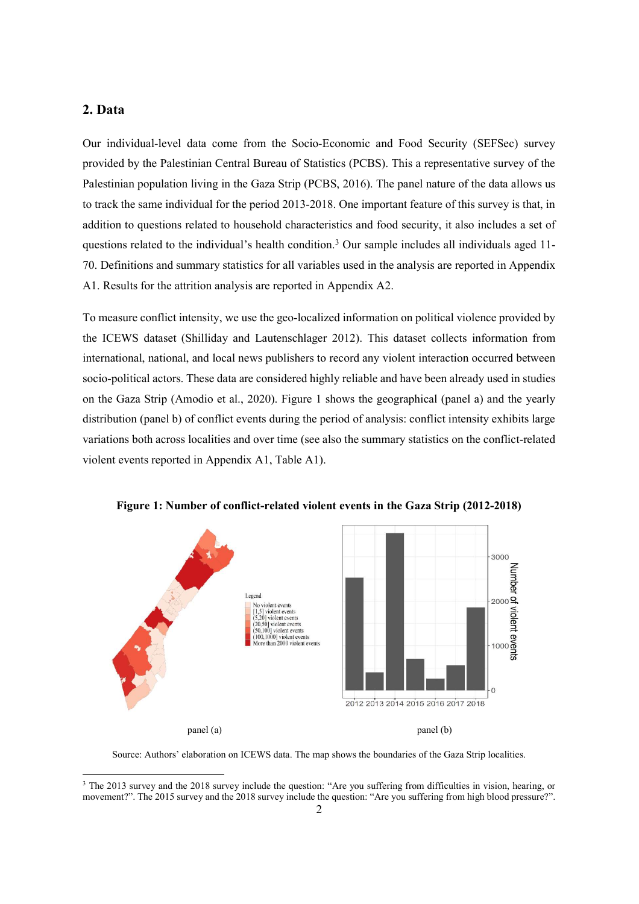## 2. Data

Our individual-level data come from the Socio-Economic and Food Security (SEFSec) survey provided by the Palestinian Central Bureau of Statistics (PCBS). This a representative survey of the Palestinian population living in the Gaza Strip (PCBS, 2016). The panel nature of the data allows us to track the same individual for the period 2013-2018. One important feature of this survey is that, in addition to questions related to household characteristics and food security, it also includes a set of questions related to the individual's health condition.[3] Our sample includes all individuals aged 11-70. Definitions and summary statistics for all variables used in the analysis are reported in Appendix A1. Results for the attrition analysis are reported in Appendix A2.

To measure conflict intensity, we use the geo-localized information on political violence provided by the ICEWS dataset (Shilliday and Lautenschlager 2012). This dataset collects information from international, national, and local news publishers to record any violent interaction occurred between socio-political actors. These data are considered highly reliable and have been already used in studies on the Gaza Strip (Amodio et al., 2020). Figure 1 shows the geographical (panel a) and the yearly distribution (panel b) of conflict events during the period of analysis: conflict intensity exhibits large variations both across localities and over time (see also the summary statistics on the conflict-related violent events reported in Appendix A1, Table A1).

**Figure 1: Number of conflict-related violent events in the Gaza Strip (2012-2018)**

panel (a) panel (b)

Source: Authors' elaboration on ICEWS data. The map shows the boundaries of the Gaza Strip localities.

[3] The 2013 survey and the 2018 survey include the question: "Are you suffering from difficulties in vision, hearing, or movement?". The 2015 survey and the 2018 survey include the question: "Are you suffering from high blood pressure?".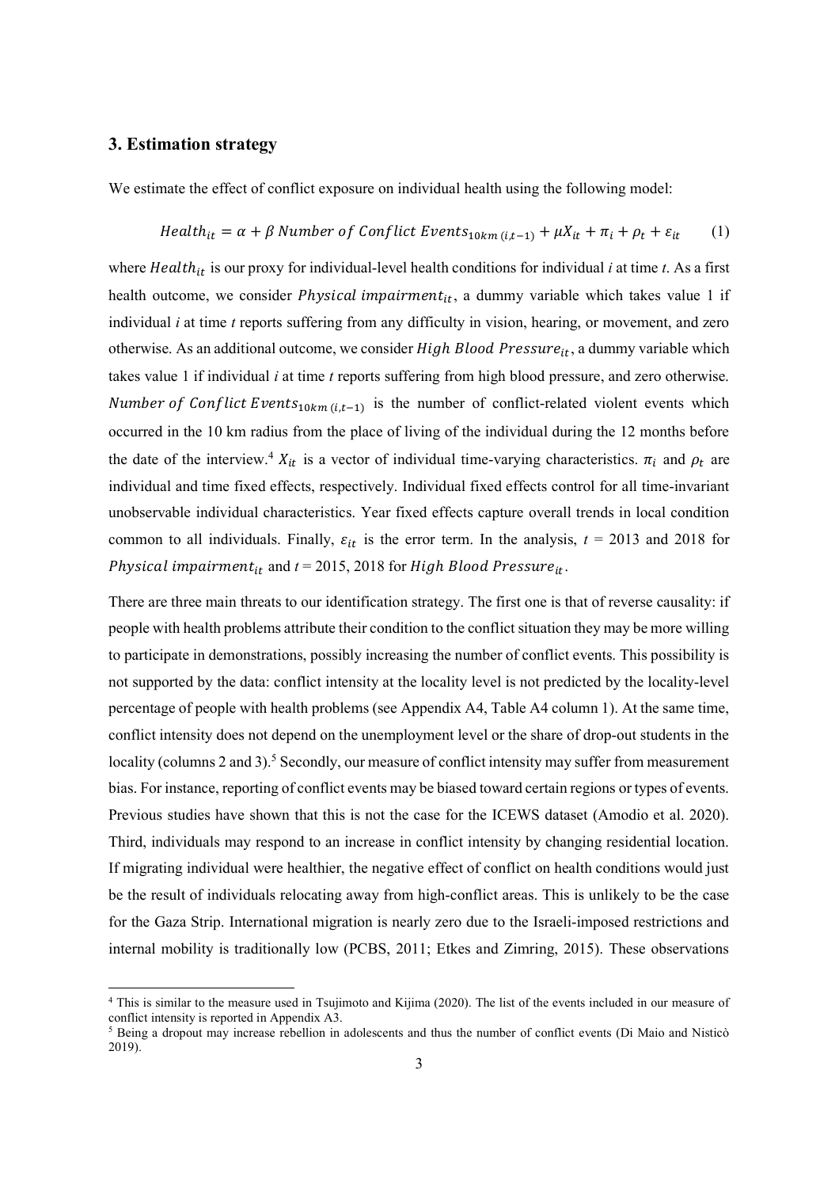## 3. Estimation strategy

We estimate the effect of conflict exposure on individual health using the following model:

$$Health_{it} = \alpha + \beta\ Number\ of\ Conflict\ Events_{10km\,(i,t-1)} + \mu X_{it} + \pi_i + \rho_t + \varepsilon_{it} \qquad (1)$$

where $Health_{it}$ is our proxy for individual-level health conditions for individual *i* at time *t*. As a first health outcome, we consider $Physical\ impairment_{it}$, a dummy variable which takes value 1 if individual *i* at time *t* reports suffering from any difficulty in vision, hearing, or movement, and zero otherwise. As an additional outcome, we consider $High\ Blood\ Pressure_{it}$, a dummy variable which takes value 1 if individual *i* at time *t* reports suffering from high blood pressure, and zero otherwise. $Number\ of\ Conflict\ Events_{10km\,(i,t-1)}$ is the number of conflict-related violent events which occurred in the 10 km radius from the place of living of the individual during the 12 months before the date of the interview.[4] $X_{it}$ is a vector of individual time-varying characteristics. $\pi_i$ and $\rho_t$ are individual and time fixed effects, respectively. Individual fixed effects control for all time-invariant unobservable individual characteristics. Year fixed effects capture overall trends in local condition common to all individuals. Finally, $\varepsilon_{it}$ is the error term. In the analysis, *t* = 2013 and 2018 for $Physical\ impairment_{it}$ and *t* = 2015, 2018 for $High\ Blood\ Pressure_{it}$.

There are three main threats to our identification strategy. The first one is that of reverse causality: if people with health problems attribute their condition to the conflict situation they may be more willing to participate in demonstrations, possibly increasing the number of conflict events. This possibility is not supported by the data: conflict intensity at the locality level is not predicted by the locality-level percentage of people with health problems (see Appendix A4, Table A4 column 1). At the same time, conflict intensity does not depend on the unemployment level or the share of drop-out students in the locality (columns 2 and 3).[5] Secondly, our measure of conflict intensity may suffer from measurement bias. For instance, reporting of conflict events may be biased toward certain regions or types of events. Previous studies have shown that this is not the case for the ICEWS dataset (Amodio et al. 2020). Third, individuals may respond to an increase in conflict intensity by changing residential location. If migrating individual were healthier, the negative effect of conflict on health conditions would just be the result of individuals relocating away from high-conflict areas. This is unlikely to be the case for the Gaza Strip. International migration is nearly zero due to the Israeli-imposed restrictions and internal mobility is traditionally low (PCBS, 2011; Etkes and Zimring, 2015). These observations

[4] This is similar to the measure used in Tsujimoto and Kijima (2020). The list of the events included in our measure of conflict intensity is reported in Appendix A3.

[5] Being a dropout may increase rebellion in adolescents and thus the number of conflict events (Di Maio and Nisticò 2019).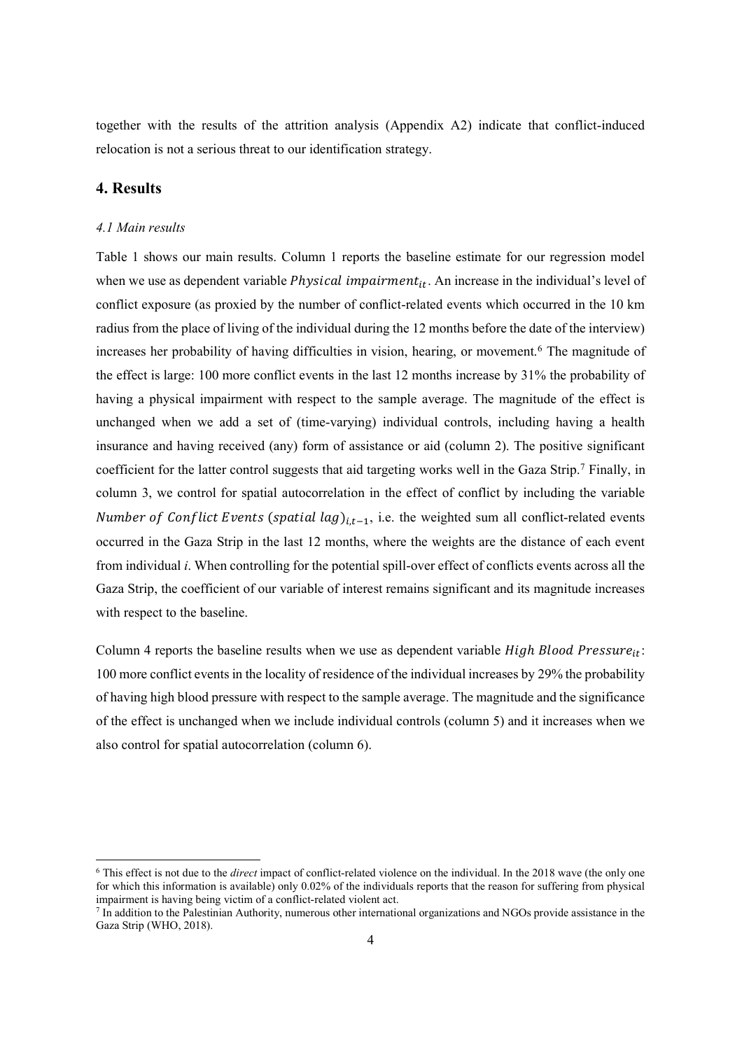together with the results of the attrition analysis (Appendix A2) indicate that conflict-induced relocation is not a serious threat to our identification strategy.

## 4. Results

### *4.1 Main results*

Table 1 shows our main results. Column 1 reports the baseline estimate for our regression model when we use as dependent variable $Physical\ impairment_{it}$. An increase in the individual's level of conflict exposure (as proxied by the number of conflict-related events which occurred in the 10 km radius from the place of living of the individual during the 12 months before the date of the interview) increases her probability of having difficulties in vision, hearing, or movement.[6] The magnitude of the effect is large: 100 more conflict events in the last 12 months increase by 31% the probability of having a physical impairment with respect to the sample average. The magnitude of the effect is unchanged when we add a set of (time-varying) individual controls, including having a health insurance and having received (any) form of assistance or aid (column 2). The positive significant coefficient for the latter control suggests that aid targeting works well in the Gaza Strip.[7] Finally, in column 3, we control for spatial autocorrelation in the effect of conflict by including the variable $Number\ of\ Conflict\ Events\ (spatial\ lag)_{i,t-1}$, i.e. the weighted sum all conflict-related events occurred in the Gaza Strip in the last 12 months, where the weights are the distance of each event from individual *i*. When controlling for the potential spill-over effect of conflicts events across all the Gaza Strip, the coefficient of our variable of interest remains significant and its magnitude increases with respect to the baseline.

Column 4 reports the baseline results when we use as dependent variable $High\ Blood\ Pressure_{it}$: 100 more conflict events in the locality of residence of the individual increases by 29% the probability of having high blood pressure with respect to the sample average. The magnitude and the significance of the effect is unchanged when we include individual controls (column 5) and it increases when we also control for spatial autocorrelation (column 6).

[6] This effect is not due to the *direct* impact of conflict-related violence on the individual. In the 2018 wave (the only one for which this information is available) only 0.02% of the individuals reports that the reason for suffering from physical impairment is having being victim of a conflict-related violent act.

[7] In addition to the Palestinian Authority, numerous other international organizations and NGOs provide assistance in the Gaza Strip (WHO, 2018).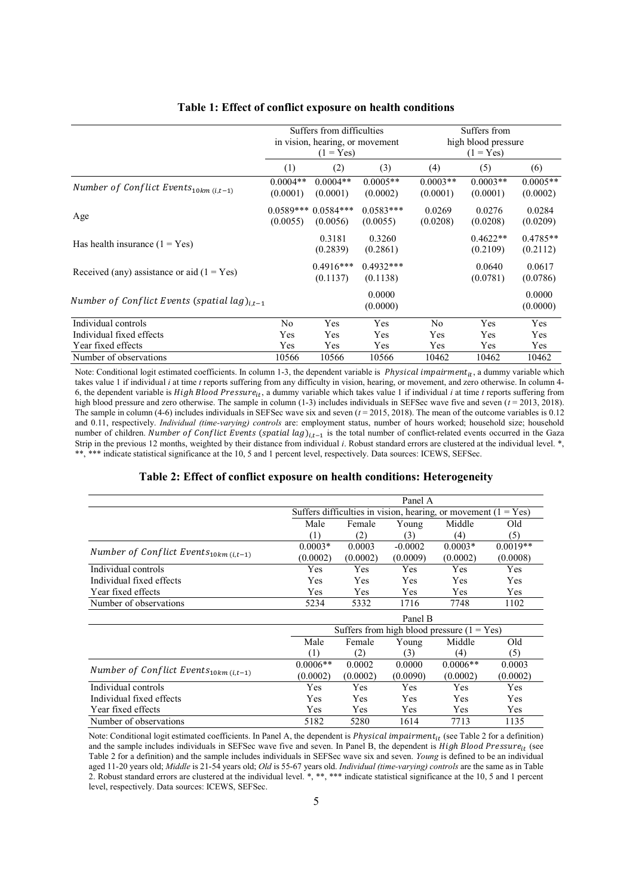## Table 1: Effect of conflict exposure on health conditions

| | Suffers from difficulties in vision, hearing, or movement (1 = Yes) | | | Suffers from high blood pressure (1 = Yes) | | |
|---|---|---|---|---|---|---|
| | (1) | (2) | (3) | (4) | (5) | (6) |
| $Number\ of\ Conflict\ Events_{10km\ (i,t-1)}$ | 0.0004** (0.0001) | 0.0004** (0.0001) | 0.0005** (0.0002) | 0.0003** (0.0001) | 0.0003** (0.0001) | 0.0005** (0.0002) |
| Age | 0.0589*** (0.0055) | 0.0584*** (0.0056) | 0.0583*** (0.0055) | 0.0269 (0.0208) | 0.0276 (0.0208) | 0.0284 (0.0209) |
| Has health insurance (1 = Yes) | | 0.3181 (0.2839) | 0.3260 (0.2861) | | 0.4622** (0.2109) | 0.4785** (0.2112) |
| Received (any) assistance or aid (1 = Yes) | | 0.4916*** (0.1137) | 0.4932*** (0.1138) | | 0.0640 (0.0781) | 0.0617 (0.0786) |
| $Number\ of\ Conflict\ Events\ (spatial\ lag)_{i,t-1}$ | | | 0.0000 (0.0000) | | | 0.0000 (0.0000) |
| Individual controls | No | Yes | Yes | No | Yes | Yes |
| Individual fixed effects | Yes | Yes | Yes | Yes | Yes | Yes |
| Year fixed effects | Yes | Yes | Yes | Yes | Yes | Yes |
| Number of observations | 10566 | 10566 | 10566 | 10462 | 10462 | 10462 |

Note: Conditional logit estimated coefficients. In column 1-3, the dependent variable is $Physical\ impairment_{it}$, a dummy variable which takes value 1 if individual *i* at time *t* reports suffering from any difficulty in vision, hearing, or movement, and zero otherwise. In column 4-6, the dependent variable is $High\ Blood\ Pressure_{it}$, a dummy variable which takes value 1 if individual *i* at time *t* reports suffering from high blood pressure and zero otherwise. The sample in column (1-3) includes individuals in SEFSec wave five and seven ($t$ = 2013, 2018). The sample in column (4-6) includes individuals in SEFSec wave six and seven ($t$ = 2015, 2018). The mean of the outcome variables is 0.12 and 0.11, respectively. *Individual (time-varying) controls* are: employment status, number of hours worked; household size; household number of children. $Number\ of\ Conflict\ Events\ (spatial\ lag)_{i,t-1}$ is the total number of conflict-related events occurred in the Gaza Strip in the previous 12 months, weighted by their distance from individual *i*. Robust standard errors are clustered at the individual level. *, **, *** indicate statistical significance at the 10, 5 and 1 percent level, respectively. Data sources: ICEWS, SEFSec.

## Table 2: Effect of conflict exposure on health conditions: Heterogeneity

| | Panel A | | | | |
|---|---|---|---|---|---|
| | Suffers difficulties in vision, hearing, or movement (1 = Yes) | | | | |
| | Male | Female | Young | Middle | Old |
| | (1) | (2) | (3) | (4) | (5) |
| $Number\ of\ Conflict\ Events_{10km\ (i,t-1)}$ | 0.0003* (0.0002) | 0.0003 (0.0002) | -0.0002 (0.0009) | 0.0003* (0.0002) | 0.0019** (0.0008) |
| Individual controls | Yes | Yes | Yes | Yes | Yes |
| Individual fixed effects | Yes | Yes | Yes | Yes | Yes |
| Year fixed effects | Yes | Yes | Yes | Yes | Yes |
| Number of observations | 5234 | 5332 | 1716 | 7748 | 1102 |
| | **Panel B** | | | | |
| | Suffers from high blood pressure (1 = Yes) | | | | |
| | Male | Female | Young | Middle | Old |
| | (1) | (2) | (3) | (4) | (5) |
| $Number\ of\ Conflict\ Events_{10km\ (i,t-1)}$ | 0.0006** (0.0002) | 0.0002 (0.0002) | 0.0000 (0.0090) | 0.0006** (0.0002) | 0.0003 (0.0002) |
| Individual controls | Yes | Yes | Yes | Yes | Yes |
| Individual fixed effects | Yes | Yes | Yes | Yes | Yes |
| Year fixed effects | Yes | Yes | Yes | Yes | Yes |
| Number of observations | 5182 | 5280 | 1614 | 7713 | 1135 |

Note: Conditional logit estimated coefficients. In Panel A, the dependent is $Physical\ impairment_{it}$ (see Table 2 for a definition) and the sample includes individuals in SEFSec wave five and seven. In Panel B, the dependent is $High\ Blood\ Pressure_{it}$ (see Table 2 for a definition) and the sample includes individuals in SEFSec wave six and seven. *Young* is defined to be an individual aged 11-20 years old; *Middle* is 21-54 years old; *Old* is 55-67 years old. *Individual (time-varying) controls* are the same as in Table 2. Robust standard errors are clustered at the individual level. *, **, *** indicate statistical significance at the 10, 5 and 1 percent level, respectively. Data sources: ICEWS, SEFSec.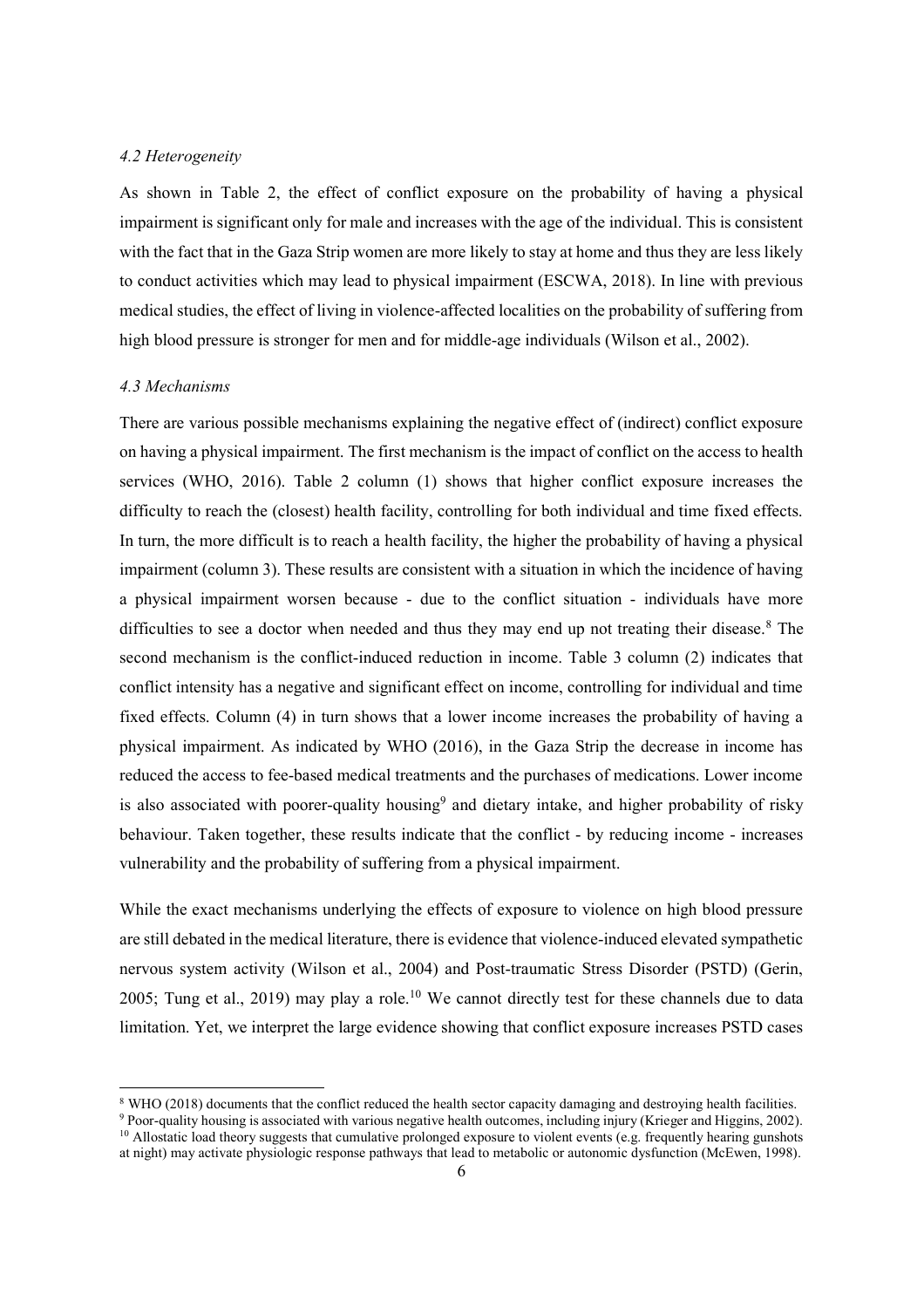#### *4.2 Heterogeneity*

As shown in Table 2, the effect of conflict exposure on the probability of having a physical impairment is significant only for male and increases with the age of the individual. This is consistent with the fact that in the Gaza Strip women are more likely to stay at home and thus they are less likely to conduct activities which may lead to physical impairment (ESCWA, 2018). In line with previous medical studies, the effect of living in violence-affected localities on the probability of suffering from high blood pressure is stronger for men and for middle-age individuals (Wilson et al., 2002).

#### *4.3 Mechanisms*

There are various possible mechanisms explaining the negative effect of (indirect) conflict exposure on having a physical impairment. The first mechanism is the impact of conflict on the access to health services (WHO, 2016). Table 2 column (1) shows that higher conflict exposure increases the difficulty to reach the (closest) health facility, controlling for both individual and time fixed effects. In turn, the more difficult is to reach a health facility, the higher the probability of having a physical impairment (column 3). These results are consistent with a situation in which the incidence of having a physical impairment worsen because - due to the conflict situation - individuals have more difficulties to see a doctor when needed and thus they may end up not treating their disease.[8] The second mechanism is the conflict-induced reduction in income. Table 3 column (2) indicates that conflict intensity has a negative and significant effect on income, controlling for individual and time fixed effects. Column (4) in turn shows that a lower income increases the probability of having a physical impairment. As indicated by WHO (2016), in the Gaza Strip the decrease in income has reduced the access to fee-based medical treatments and the purchases of medications. Lower income is also associated with poorer-quality housing[9] and dietary intake, and higher probability of risky behaviour. Taken together, these results indicate that the conflict - by reducing income - increases vulnerability and the probability of suffering from a physical impairment.

While the exact mechanisms underlying the effects of exposure to violence on high blood pressure are still debated in the medical literature, there is evidence that violence-induced elevated sympathetic nervous system activity (Wilson et al., 2004) and Post-traumatic Stress Disorder (PSTD) (Gerin, 2005; Tung et al., 2019) may play a role.[10] We cannot directly test for these channels due to data limitation. Yet, we interpret the large evidence showing that conflict exposure increases PSTD cases

---

[8] WHO (2018) documents that the conflict reduced the health sector capacity damaging and destroying health facilities.

[9] Poor-quality housing is associated with various negative health outcomes, including injury (Krieger and Higgins, 2002).

[10] Allostatic load theory suggests that cumulative prolonged exposure to violent events (e.g. frequently hearing gunshots at night) may activate physiologic response pathways that lead to metabolic or autonomic dysfunction (McEwen, 1998).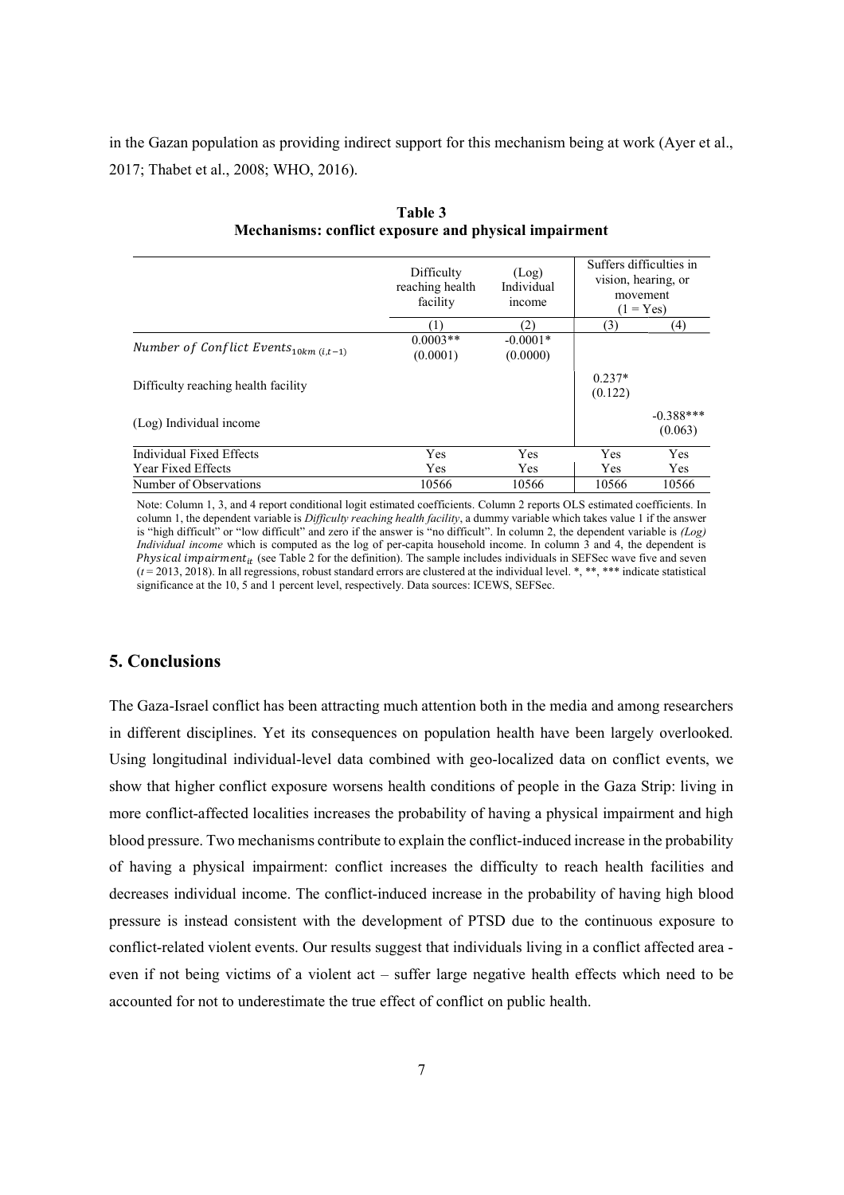in the Gazan population as providing indirect support for this mechanism being at work (Ayer et al., 2017; Thabet et al., 2008; WHO, 2016).

**Table 3**
**Mechanisms: conflict exposure and physical impairment**

| | Difficulty reaching health facility | (Log) Individual income | Suffers difficulties in vision, hearing, or movement (1 = Yes) | |
|---|---|---|---|---|
| | (1) | (2) | (3) | (4) |
| $Number\ of\ Conflict\ Events_{10km\ (i,t-1)}$ | 0.0003** (0.0001) | -0.0001* (0.0000) | | |
| Difficulty reaching health facility | | | 0.237* (0.122) | |
| (Log) Individual income | | | | -0.388*** (0.063) |
| Individual Fixed Effects | Yes | Yes | Yes | Yes |
| Year Fixed Effects | Yes | Yes | Yes | Yes |
| Number of Observations | 10566 | 10566 | 10566 | 10566 |

Note: Column 1, 3, and 4 report conditional logit estimated coefficients. Column 2 reports OLS estimated coefficients. In column 1, the dependent variable is *Difficulty reaching health facility*, a dummy variable which takes value 1 if the answer is "high difficult" or "low difficult" and zero if the answer is "no difficult". In column 2, the dependent variable is *(Log) Individual income* which is computed as the log of per-capita household income. In column 3 and 4, the dependent is $Physical\ impairment_{it}$ (see Table 2 for the definition). The sample includes individuals in SEFSec wave five and seven ($t$ = 2013, 2018). In all regressions, robust standard errors are clustered at the individual level. *, **, *** indicate statistical significance at the 10, 5 and 1 percent level, respectively. Data sources: ICEWS, SEFSec.

## 5. Conclusions

The Gaza-Israel conflict has been attracting much attention both in the media and among researchers in different disciplines. Yet its consequences on population health have been largely overlooked. Using longitudinal individual-level data combined with geo-localized data on conflict events, we show that higher conflict exposure worsens health conditions of people in the Gaza Strip: living in more conflict-affected localities increases the probability of having a physical impairment and high blood pressure. Two mechanisms contribute to explain the conflict-induced increase in the probability of having a physical impairment: conflict increases the difficulty to reach health facilities and decreases individual income. The conflict-induced increase in the probability of having high blood pressure is instead consistent with the development of PTSD due to the continuous exposure to conflict-related violent events. Our results suggest that individuals living in a conflict affected area - even if not being victims of a violent act – suffer large negative health effects which need to be accounted for not to underestimate the true effect of conflict on public health.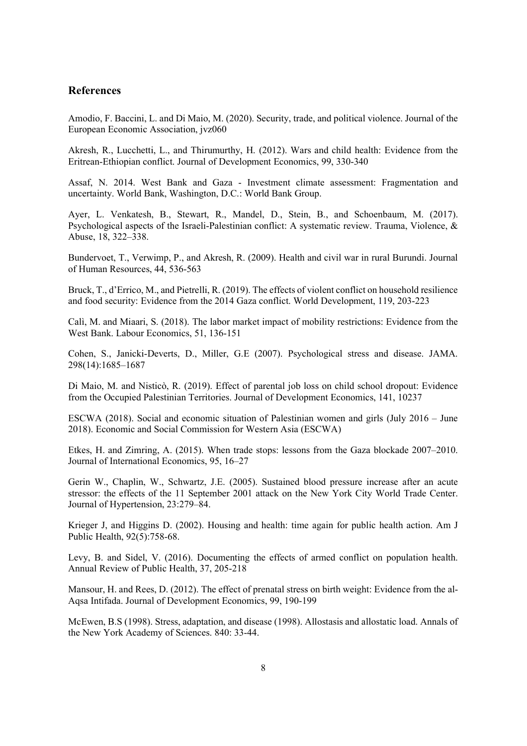## References

Amodio, F. Baccini, L. and Di Maio, M. (2020). Security, trade, and political violence. Journal of the European Economic Association, jvz060

Akresh, R., Lucchetti, L., and Thirumurthy, H. (2012). Wars and child health: Evidence from the Eritrean-Ethiopian conflict. Journal of Development Economics, 99, 330-340

Assaf, N. 2014. West Bank and Gaza - Investment climate assessment: Fragmentation and uncertainty. World Bank, Washington, D.C.: World Bank Group.

Ayer, L. Venkatesh, B., Stewart, R., Mandel, D., Stein, B., and Schoenbaum, M. (2017). Psychological aspects of the Israeli-Palestinian conflict: A systematic review. Trauma, Violence, & Abuse, 18, 322–338.

Bundervoet, T., Verwimp, P., and Akresh, R. (2009). Health and civil war in rural Burundi. Journal of Human Resources, 44, 536-563

Bruck, T., d'Errico, M., and Pietrelli, R. (2019). The effects of violent conflict on household resilience and food security: Evidence from the 2014 Gaza conflict. World Development, 119, 203-223

Calì, M. and Miaari, S. (2018). The labor market impact of mobility restrictions: Evidence from the West Bank. Labour Economics, 51, 136-151

Cohen, S., Janicki-Deverts, D., Miller, G.E (2007). Psychological stress and disease. JAMA. 298(14):1685–1687

Di Maio, M. and Nisticò, R. (2019). Effect of parental job loss on child school dropout: Evidence from the Occupied Palestinian Territories. Journal of Development Economics, 141, 10237

ESCWA (2018). Social and economic situation of Palestinian women and girls (July 2016 – June 2018). Economic and Social Commission for Western Asia (ESCWA)

Etkes, H. and Zimring, A. (2015). When trade stops: lessons from the Gaza blockade 2007–2010. Journal of International Economics, 95, 16–27

Gerin W., Chaplin, W., Schwartz, J.E. (2005). Sustained blood pressure increase after an acute stressor: the effects of the 11 September 2001 attack on the New York City World Trade Center. Journal of Hypertension, 23:279–84.

Krieger J, and Higgins D. (2002). Housing and health: time again for public health action. Am J Public Health, 92(5):758-68.

Levy, B. and Sidel, V. (2016). Documenting the effects of armed conflict on population health. Annual Review of Public Health, 37, 205-218

Mansour, H. and Rees, D. (2012). The effect of prenatal stress on birth weight: Evidence from the al-Aqsa Intifada. Journal of Development Economics, 99, 190-199

McEwen, B.S (1998). Stress, adaptation, and disease (1998). Allostasis and allostatic load. Annals of the New York Academy of Sciences. 840: 33-44.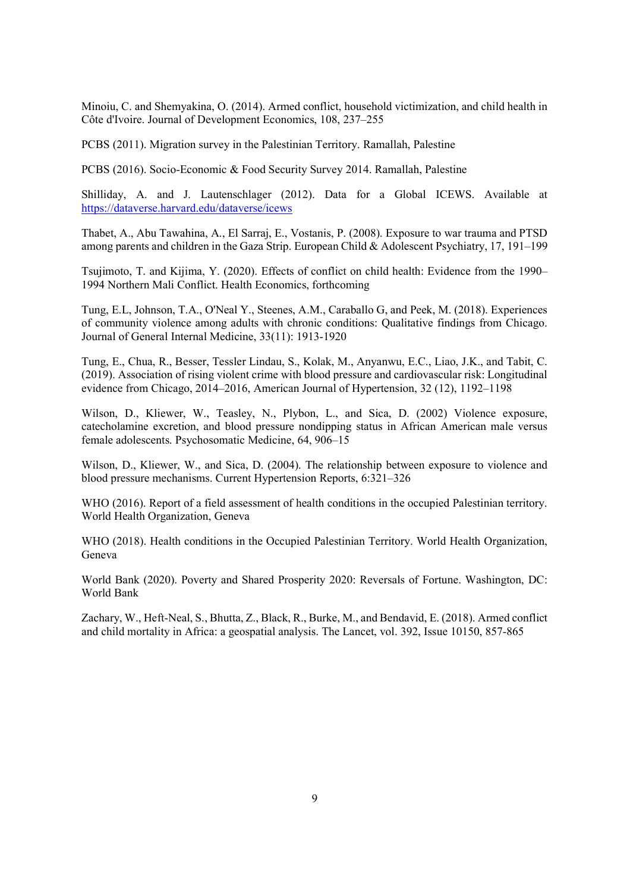Minoiu, C. and Shemyakina, O. (2014). Armed conflict, household victimization, and child health in Côte d'Ivoire. Journal of Development Economics, 108, 237–255

PCBS (2011). Migration survey in the Palestinian Territory. Ramallah, Palestine

PCBS (2016). Socio-Economic & Food Security Survey 2014. Ramallah, Palestine

Shilliday, A. and J. Lautenschlager (2012). Data for a Global ICEWS. Available at https://dataverse.harvard.edu/dataverse/icews

Thabet, A., Abu Tawahina, A., El Sarraj, E., Vostanis, P. (2008). Exposure to war trauma and PTSD among parents and children in the Gaza Strip. European Child & Adolescent Psychiatry, 17, 191–199

Tsujimoto, T. and Kijima, Y. (2020). Effects of conflict on child health: Evidence from the 1990–1994 Northern Mali Conflict. Health Economics, forthcoming

Tung, E.L, Johnson, T.A., O'Neal Y., Steenes, A.M., Caraballo G, and Peek, M. (2018). Experiences of community violence among adults with chronic conditions: Qualitative findings from Chicago. Journal of General Internal Medicine, 33(11): 1913-1920

Tung, E., Chua, R., Besser, Tessler Lindau, S., Kolak, M., Anyanwu, E.C., Liao, J.K., and Tabit, C. (2019). Association of rising violent crime with blood pressure and cardiovascular risk: Longitudinal evidence from Chicago, 2014–2016, American Journal of Hypertension, 32 (12), 1192–1198

Wilson, D., Kliewer, W., Teasley, N., Plybon, L., and Sica, D. (2002) Violence exposure, catecholamine excretion, and blood pressure nondipping status in African American male versus female adolescents. Psychosomatic Medicine, 64, 906–15

Wilson, D., Kliewer, W., and Sica, D. (2004). The relationship between exposure to violence and blood pressure mechanisms. Current Hypertension Reports, 6:321–326

WHO (2016). Report of a field assessment of health conditions in the occupied Palestinian territory. World Health Organization, Geneva

WHO (2018). Health conditions in the Occupied Palestinian Territory. World Health Organization, Geneva

World Bank (2020). Poverty and Shared Prosperity 2020: Reversals of Fortune. Washington, DC: World Bank

Zachary, W., Heft-Neal, S., Bhutta, Z., Black, R., Burke, M., and Bendavid, E. (2018). Armed conflict and child mortality in Africa: a geospatial analysis. The Lancet, vol. 392, Issue 10150, 857-865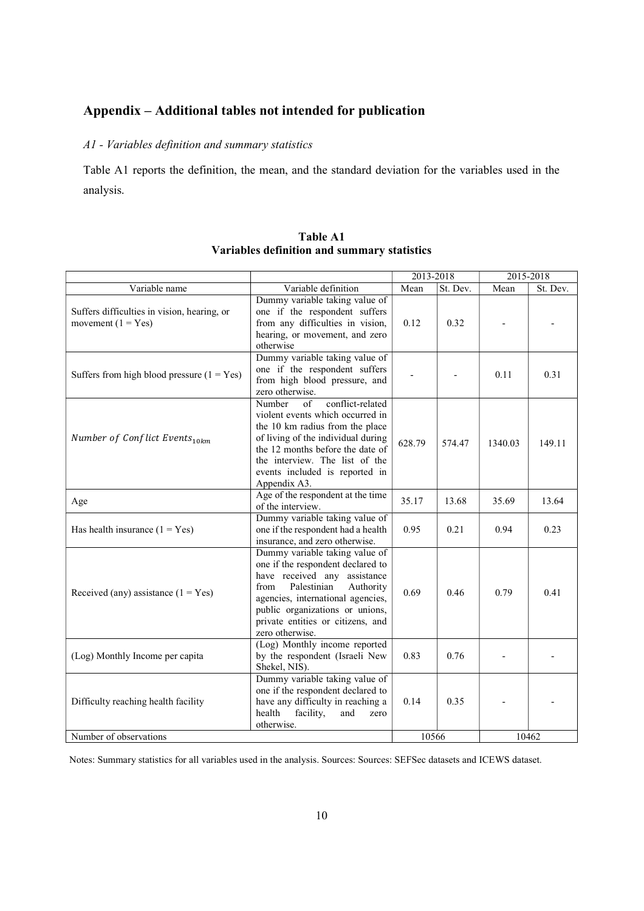## Appendix – Additional tables not intended for publication

### *A1 - Variables definition and summary statistics*

Table A1 reports the definition, the mean, and the standard deviation for the variables used in the analysis.

**Table A1**
**Variables definition and summary statistics**

| | | 2013-2018 | | 2015-2018 | |
|---|---|---|---|---|---|
| Variable name | Variable definition | Mean | St. Dev. | Mean | St. Dev. |
| Suffers difficulties in vision, hearing, or movement (1 = Yes) | Dummy variable taking value of one if the respondent suffers from any difficulties in vision, hearing, or movement, and zero otherwise | 0.12 | 0.32 | - | - |
| Suffers from high blood pressure (1 = Yes) | Dummy variable taking value of one if the respondent suffers from high blood pressure, and zero otherwise. | - | - | 0.11 | 0.31 |
| $Number\ of\ Conflict\ Events_{10km}$ | Number of conflict-related violent events which occurred in the 10 km radius from the place of living of the individual during the 12 months before the date of the interview. The list of the events included is reported in Appendix A3. | 628.79 | 574.47 | 1340.03 | 149.11 |
| Age | Age of the respondent at the time of the interview. | 35.17 | 13.68 | 35.69 | 13.64 |
| Has health insurance (1 = Yes) | Dummy variable taking value of one if the respondent had a health insurance, and zero otherwise. | 0.95 | 0.21 | 0.94 | 0.23 |
| Received (any) assistance (1 = Yes) | Dummy variable taking value of one if the respondent declared to have received any assistance from Palestinian Authority agencies, international agencies, public organizations or unions, private entities or citizens, and zero otherwise. | 0.69 | 0.46 | 0.79 | 0.41 |
| (Log) Monthly Income per capita | (Log) Monthly income reported by the respondent (Israeli New Shekel, NIS). | 0.83 | 0.76 | - | - |
| Difficulty reaching health facility | Dummy variable taking value of one if the respondent declared to have any difficulty in reaching a health facility, and zero otherwise. | 0.14 | 0.35 | - | - |
| Number of observations | | 10566 | | 10462 | |

Notes: Summary statistics for all variables used in the analysis. Sources: Sources: SEFSec datasets and ICEWS dataset.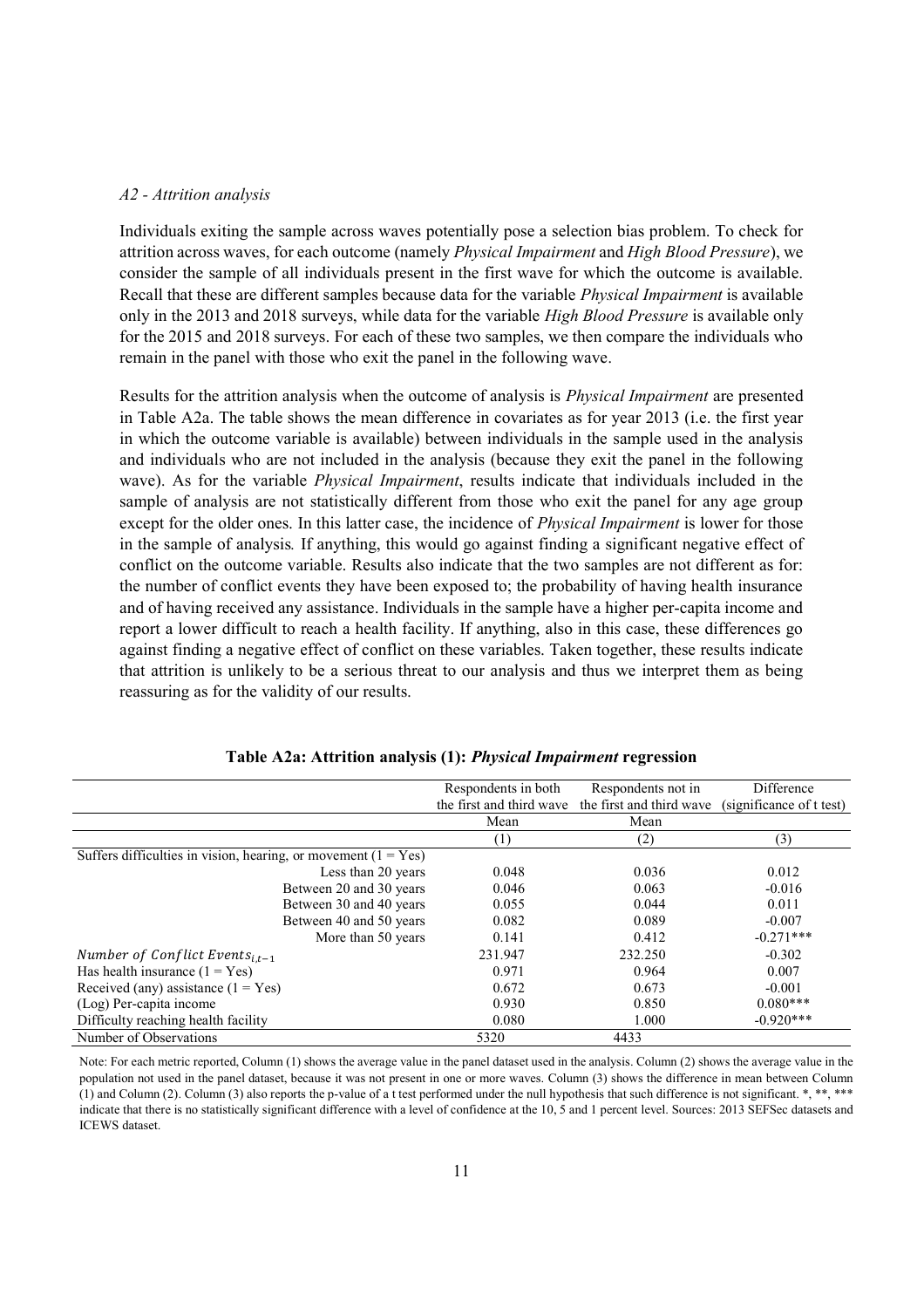*A2 - Attrition analysis*

Individuals exiting the sample across waves potentially pose a selection bias problem. To check for attrition across waves, for each outcome (namely *Physical Impairment* and *High Blood Pressure*), we consider the sample of all individuals present in the first wave for which the outcome is available. Recall that these are different samples because data for the variable *Physical Impairment* is available only in the 2013 and 2018 surveys, while data for the variable *High Blood Pressure* is available only for the 2015 and 2018 surveys. For each of these two samples, we then compare the individuals who remain in the panel with those who exit the panel in the following wave.

Results for the attrition analysis when the outcome of analysis is *Physical Impairment* are presented in Table A2a. The table shows the mean difference in covariates as for year 2013 (i.e. the first year in which the outcome variable is available) between individuals in the sample used in the analysis and individuals who are not included in the analysis (because they exit the panel in the following wave). As for the variable *Physical Impairment*, results indicate that individuals included in the sample of analysis are not statistically different from those who exit the panel for any age group except for the older ones. In this latter case, the incidence of *Physical Impairment* is lower for those in the sample of analysis*.* If anything, this would go against finding a significant negative effect of conflict on the outcome variable. Results also indicate that the two samples are not different as for: the number of conflict events they have been exposed to; the probability of having health insurance and of having received any assistance. Individuals in the sample have a higher per-capita income and report a lower difficult to reach a health facility. If anything, also in this case, these differences go against finding a negative effect of conflict on these variables. Taken together, these results indicate that attrition is unlikely to be a serious threat to our analysis and thus we interpret them as being reassuring as for the validity of our results.

**Table A2a: Attrition analysis (1): *Physical Impairment* regression**

| | Respondents in both the first and third wave | Respondents not in the first and third wave | Difference (significance of t test) |
|---|---|---|---|
| | Mean | Mean | |
| | (1) | (2) | (3) |
| Suffers difficulties in vision, hearing, or movement (1 = Yes) | | | |
| Less than 20 years | 0.048 | 0.036 | 0.012 |
| Between 20 and 30 years | 0.046 | 0.063 | -0.016 |
| Between 30 and 40 years | 0.055 | 0.044 | 0.011 |
| Between 40 and 50 years | 0.082 | 0.089 | -0.007 |
| More than 50 years | 0.141 | 0.412 | -0.271*** |
| $Number\ of\ Conflict\ Events_{i,t-1}$ | 231.947 | 232.250 | -0.302 |
| Has health insurance (1 = Yes) | 0.971 | 0.964 | 0.007 |
| Received (any) assistance (1 = Yes) | 0.672 | 0.673 | -0.001 |
| (Log) Per-capita income | 0.930 | 0.850 | 0.080*** |
| Difficulty reaching health facility | 0.080 | 1.000 | -0.920*** |
| Number of Observations | 5320 | 4433 | |

Note: For each metric reported, Column (1) shows the average value in the panel dataset used in the analysis. Column (2) shows the average value in the population not used in the panel dataset, because it was not present in one or more waves. Column (3) shows the difference in mean between Column (1) and Column (2). Column (3) also reports the p-value of a t test performed under the null hypothesis that such difference is not significant. *, **, *** indicate that there is no statistically significant difference with a level of confidence at the 10, 5 and 1 percent level. Sources: 2013 SEFSec datasets and ICEWS dataset.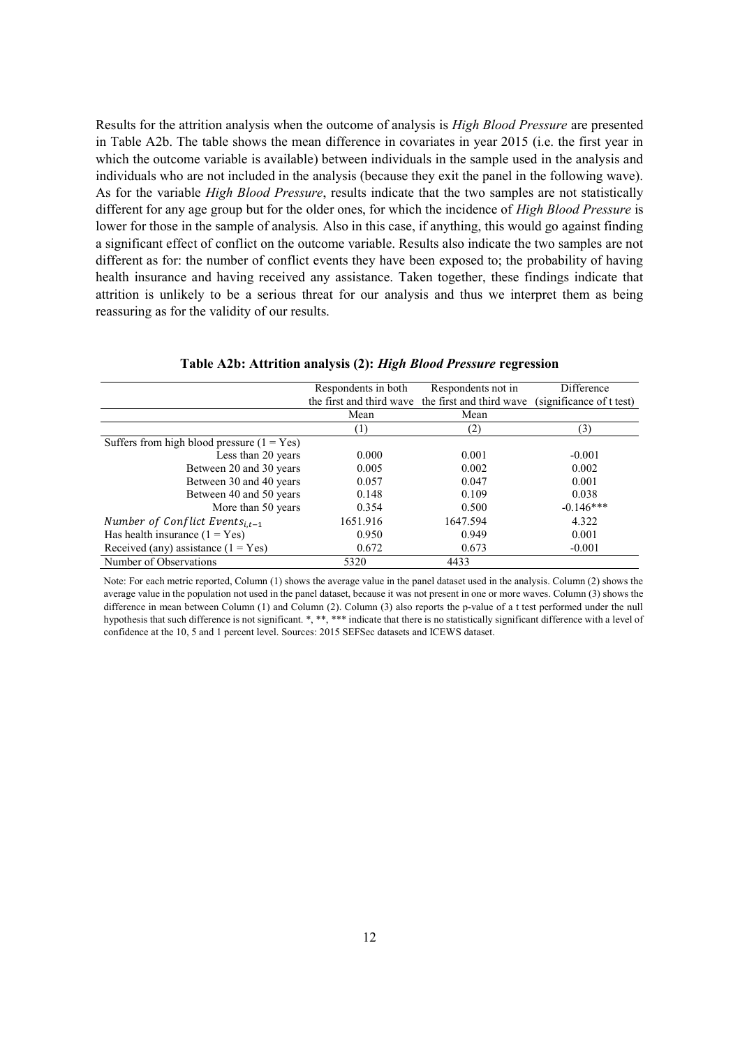Results for the attrition analysis when the outcome of analysis is *High Blood Pressure* are presented in Table A2b. The table shows the mean difference in covariates in year 2015 (i.e. the first year in which the outcome variable is available) between individuals in the sample used in the analysis and individuals who are not included in the analysis (because they exit the panel in the following wave). As for the variable *High Blood Pressure*, results indicate that the two samples are not statistically different for any age group but for the older ones, for which the incidence of *High Blood Pressure* is lower for those in the sample of analysis. Also in this case, if anything, this would go against finding a significant effect of conflict on the outcome variable. Results also indicate the two samples are not different as for: the number of conflict events they have been exposed to; the probability of having health insurance and having received any assistance. Taken together, these findings indicate that attrition is unlikely to be a serious threat for our analysis and thus we interpret them as being reassuring as for the validity of our results.

**Table A2b: Attrition analysis (2): *High Blood Pressure* regression**

| | Respondents in both the first and third wave | Respondents not in the first and third wave | Difference (significance of t test) |
|---|---|---|---|
| | Mean | Mean | |
| | (1) | (2) | (3) |
| Suffers from high blood pressure (1 = Yes) | | | |
| Less than 20 years | 0.000 | 0.001 | -0.001 |
| Between 20 and 30 years | 0.005 | 0.002 | 0.002 |
| Between 30 and 40 years | 0.057 | 0.047 | 0.001 |
| Between 40 and 50 years | 0.148 | 0.109 | 0.038 |
| More than 50 years | 0.354 | 0.500 | -0.146*** |
| $Number\ of\ Conflict\ Events_{i,t-1}$ | 1651.916 | 1647.594 | 4.322 |
| Has health insurance (1 = Yes) | 0.950 | 0.949 | 0.001 |
| Received (any) assistance (1 = Yes) | 0.672 | 0.673 | -0.001 |
| Number of Observations | 5320 | 4433 | |

Note: For each metric reported, Column (1) shows the average value in the panel dataset used in the analysis. Column (2) shows the average value in the population not used in the panel dataset, because it was not present in one or more waves. Column (3) shows the difference in mean between Column (1) and Column (2). Column (3) also reports the p-value of a t test performed under the null hypothesis that such difference is not significant. *, **, *** indicate that there is no statistically significant difference with a level of confidence at the 10, 5 and 1 percent level. Sources: 2015 SEFSec datasets and ICEWS dataset.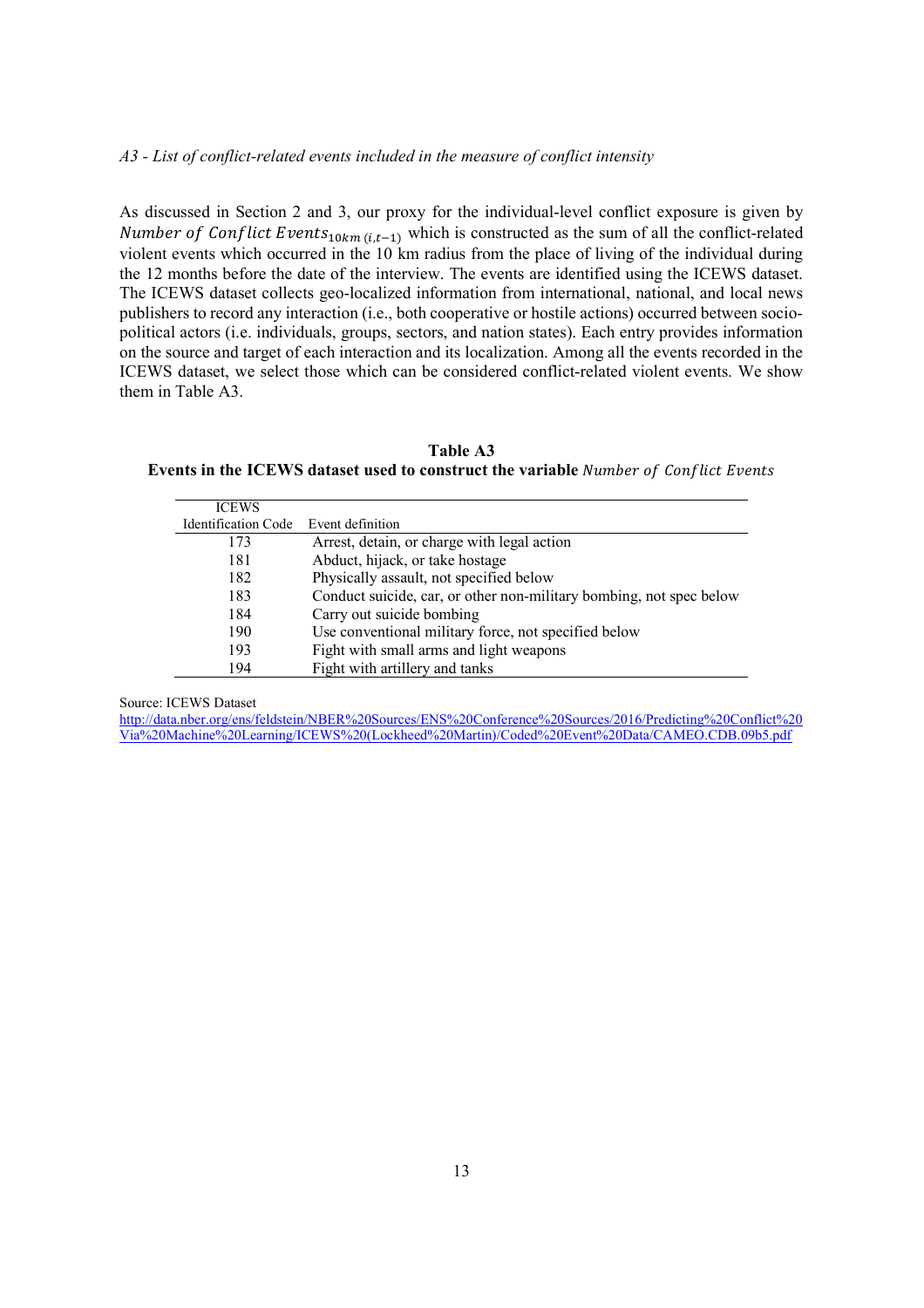*A3 - List of conflict-related events included in the measure of conflict intensity*

As discussed in Section 2 and 3, our proxy for the individual-level conflict exposure is given by $Number\ of\ Conflict\ Events_{10km\ (i,t-1)}$ which is constructed as the sum of all the conflict-related violent events which occurred in the 10 km radius from the place of living of the individual during the 12 months before the date of the interview. The events are identified using the ICEWS dataset. The ICEWS dataset collects geo-localized information from international, national, and local news publishers to record any interaction (i.e., both cooperative or hostile actions) occurred between socio-political actors (i.e. individuals, groups, sectors, and nation states). Each entry provides information on the source and target of each interaction and its localization. Among all the events recorded in the ICEWS dataset, we select those which can be considered conflict-related violent events. We show them in Table A3.

**Table A3**

**Events in the ICEWS dataset used to construct the variable** $Number\ of\ Conflict\ Events$

| ICEWS Identification Code | Event definition |
|---|---|
| 173 | Arrest, detain, or charge with legal action |
| 181 | Abduct, hijack, or take hostage |
| 182 | Physically assault, not specified below |
| 183 | Conduct suicide, car, or other non-military bombing, not spec below |
| 184 | Carry out suicide bombing |
| 190 | Use conventional military force, not specified below |
| 193 | Fight with small arms and light weapons |
| 194 | Fight with artillery and tanks |

Source: ICEWS Dataset
http://data.nber.org/ens/feldstein/NBER%20Sources/ENS%20Conference%20Sources/2016/Predicting%20Conflict%20Via%20Machine%20Learning/ICEWS%20(Lockheed%20Martin)/Coded%20Event%20Data/CAMEO.CDB.09b5.pdf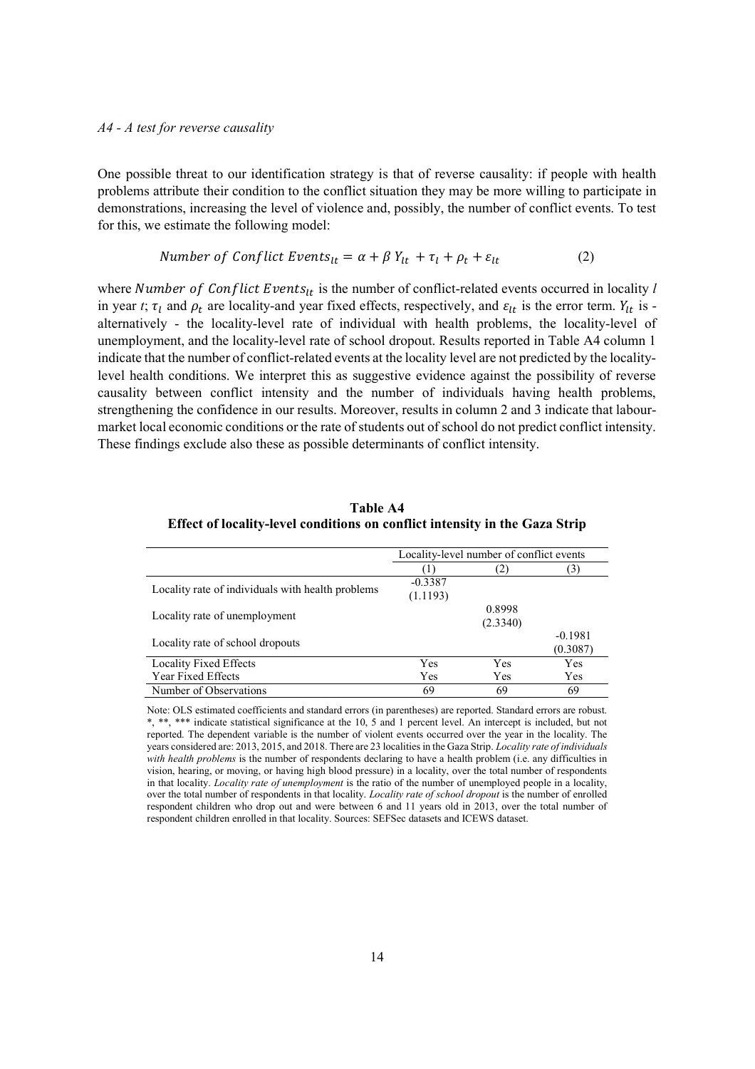*A4 - A test for reverse causality*

One possible threat to our identification strategy is that of reverse causality: if people with health problems attribute their condition to the conflict situation they may be more willing to participate in demonstrations, increasing the level of violence and, possibly, the number of conflict events. To test for this, we estimate the following model:

$$Number\ of\ Conflict\ Events_{lt} = \alpha + \beta\ Y_{lt} + \tau_l + \rho_t + \varepsilon_{lt} \qquad (2)$$

where $Number\ of\ Conflict\ Events_{lt}$ is the number of conflict-related events occurred in locality $l$ in year $t$; $\tau_l$ and $\rho_t$ are locality-and year fixed effects, respectively, and $\varepsilon_{lt}$ is the error term. $Y_{lt}$ is - alternatively - the locality-level rate of individual with health problems, the locality-level of unemployment, and the locality-level rate of school dropout. Results reported in Table A4 column 1 indicate that the number of conflict-related events at the locality level are not predicted by the locality-level health conditions. We interpret this as suggestive evidence against the possibility of reverse causality between conflict intensity and the number of individuals having health problems, strengthening the confidence in our results. Moreover, results in column 2 and 3 indicate that labour-market local economic conditions or the rate of students out of school do not predict conflict intensity. These findings exclude also these as possible determinants of conflict intensity.

**Table A4**
**Effect of locality-level conditions on conflict intensity in the Gaza Strip**

| | Locality-level number of conflict events | | |
|---|---|---|---|
| | (1) | (2) | (3) |
| Locality rate of individuals with health problems | -0.3387<br>(1.1193) | | |
| Locality rate of unemployment | | 0.8998<br>(2.3340) | |
| Locality rate of school dropouts | | | -0.1981<br>(0.3087) |
| Locality Fixed Effects | Yes | Yes | Yes |
| Year Fixed Effects | Yes | Yes | Yes |
| Number of Observations | 69 | 69 | 69 |

Note: OLS estimated coefficients and standard errors (in parentheses) are reported. Standard errors are robust. *, **, *** indicate statistical significance at the 10, 5 and 1 percent level. An intercept is included, but not reported. The dependent variable is the number of violent events occurred over the year in the locality. The years considered are: 2013, 2015, and 2018. There are 23 localities in the Gaza Strip. *Locality rate of individuals with health problems* is the number of respondents declaring to have a health problem (i.e. any difficulties in vision, hearing, or moving, or having high blood pressure) in a locality, over the total number of respondents in that locality. *Locality rate of unemployment* is the ratio of the number of unemployed people in a locality, over the total number of respondents in that locality. *Locality rate of school dropout* is the number of enrolled respondent children who drop out and were between 6 and 11 years old in 2013, over the total number of respondent children enrolled in that locality. Sources: SEFSec datasets and ICEWS dataset.